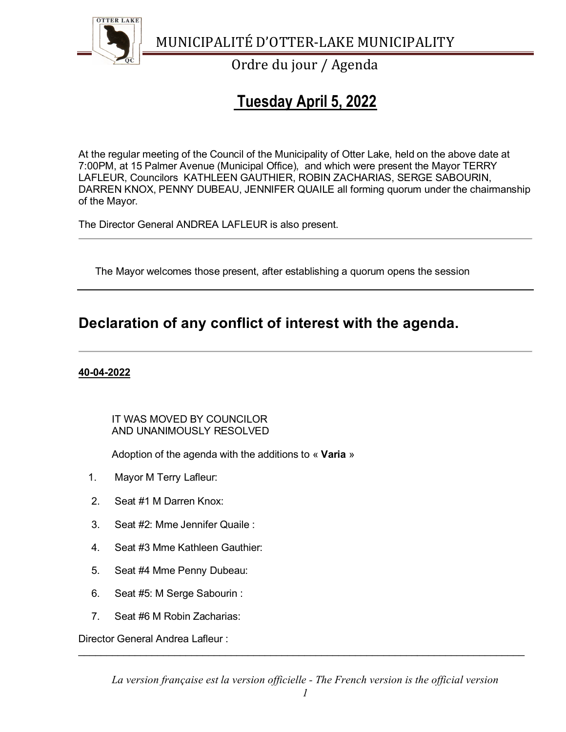# MUNICIPALITÉ D'OTTER-LAKE MUNICIPALITY

Ordre du jour / Agenda

## Tuesday April 5, 2022

At the regular meeting of the Council of the Municipality of Otter Lake, held on the above date at 7:00PM, at 15 Palmer Avenue (Municipal Office), and which were present the Mayor TERRY LAFLEUR, Councilors KATHLEEN GAUTHIER, ROBIN ZACHARIAS, SERGE SABOURIN, DARREN KNOX, PENNY DUBEAU, JENNIFER QUAILE all forming quorum under the chairmanship of the Mayor.

The Director General ANDREA LAFLEUR is also present.

---

The Mayor welcomes those present, after establishing a quorum opens the session

---

## Declaration of any conflict of interest with the agenda.

---

**40-04-2022**

IT WAS MOVED BY COUNCILOR
AND UNANIMOUSLY RESOLVED

Adoption of the agenda with the additions to « **Varia** »

1. Mayor M Terry Lafleur:
2. Seat #1 M Darren Knox:
3. Seat #2: Mme Jennifer Quaile :
4. Seat #3 Mme Kathleen Gauthier:
5. Seat #4 Mme Penny Dubeau:
6. Seat #5: M Serge Sabourin :
7. Seat #6 M Robin Zacharias:

Director General Andrea Lafleur :

---

*La version française est la version officielle - The French version is the official version*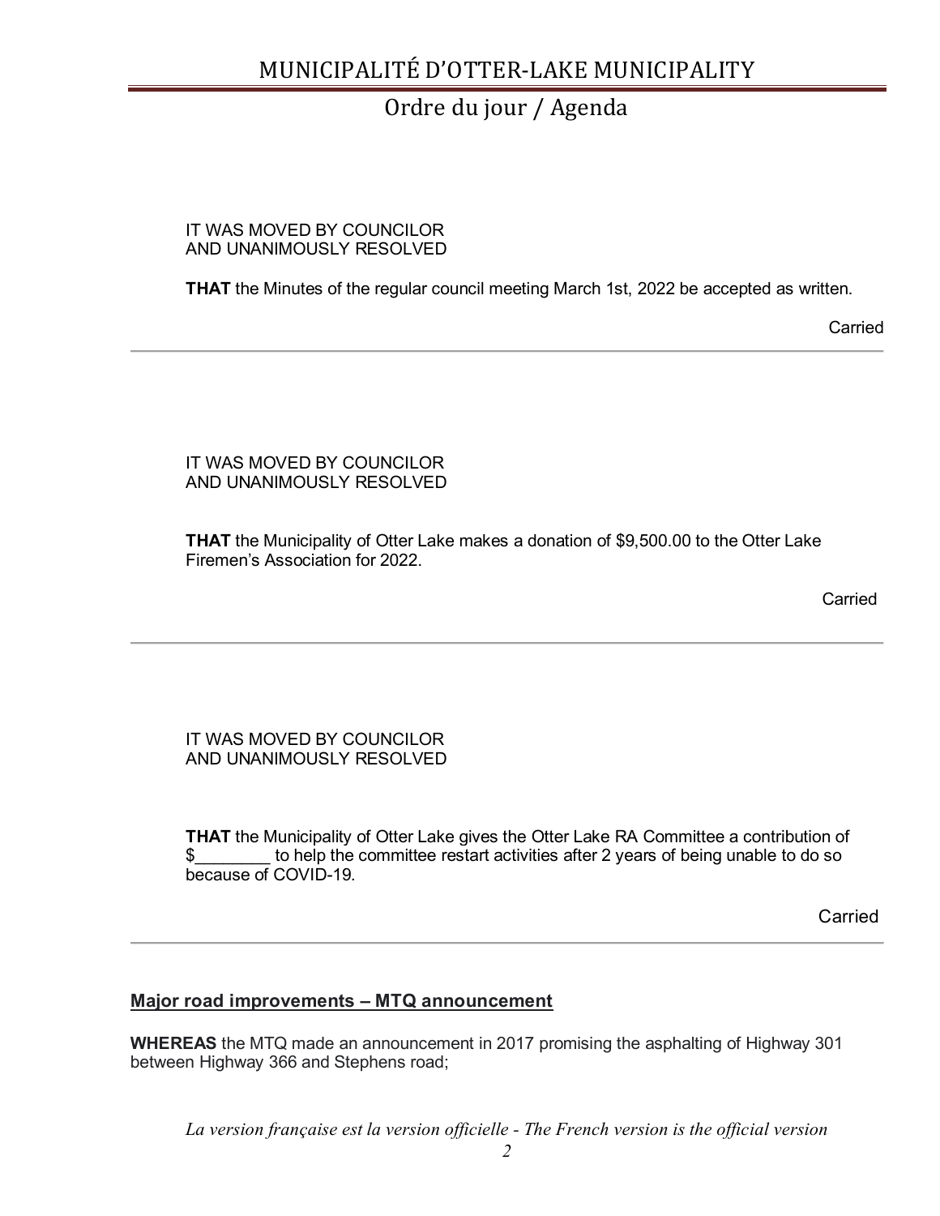IT WAS MOVED BY COUNCILOR
AND UNANIMOUSLY RESOLVED

**THAT** the Minutes of the regular council meeting March 1st, 2022 be accepted as written.

Carried

---

IT WAS MOVED BY COUNCILOR
AND UNANIMOUSLY RESOLVED

**THAT** the Municipality of Otter Lake makes a donation of $9,500.00 to the Otter Lake Firemen's Association for 2022.

Carried

---

IT WAS MOVED BY COUNCILOR
AND UNANIMOUSLY RESOLVED

**THAT** the Municipality of Otter Lake gives the Otter Lake RA Committee a contribution of $________ to help the committee restart activities after 2 years of being unable to do so because of COVID-19.

Carried

---

**<u>Major road improvements – MTQ announcement</u>**

**WHEREAS** the MTQ made an announcement in 2017 promising the asphalting of Highway 301 between Highway 366 and Stephens road;

*La version française est la version officielle - The French version is the official version*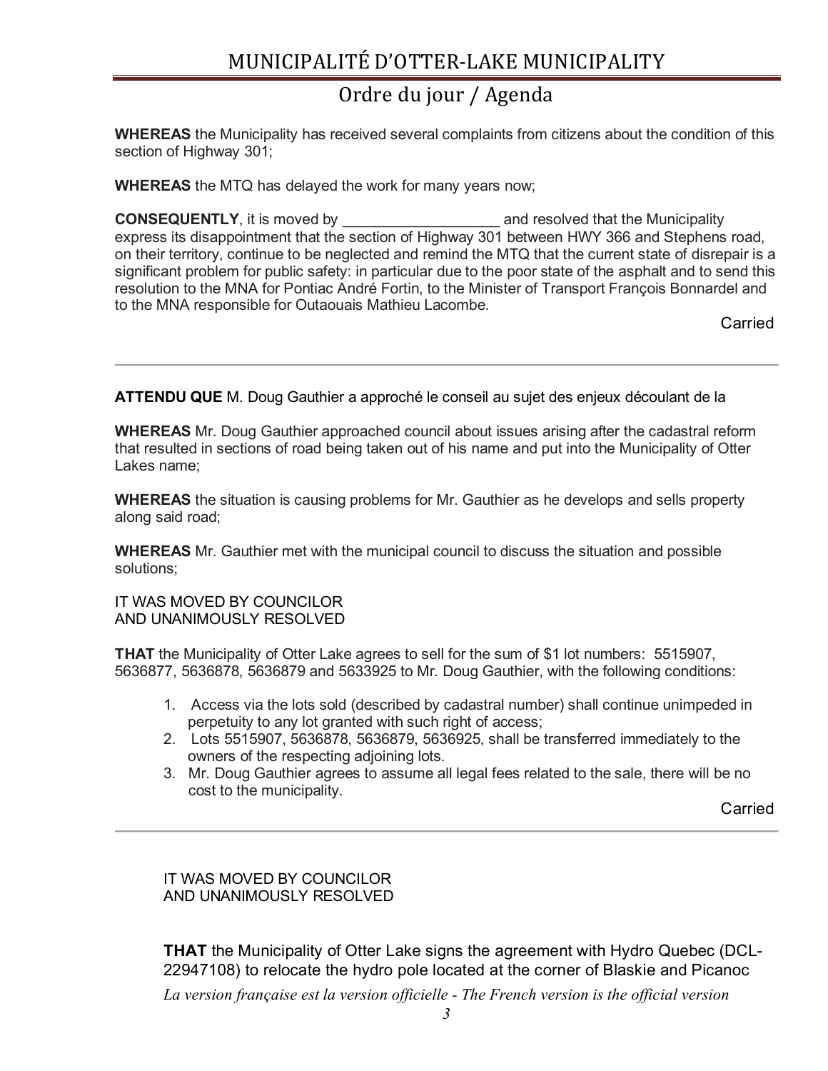**WHEREAS** the Municipality has received several complaints from citizens about the condition of this section of Highway 301;

**WHEREAS** the MTQ has delayed the work for many years now;

**CONSEQUENTLY**, it is moved by ___________________ and resolved that the Municipality express its disappointment that the section of Highway 301 between HWY 366 and Stephens road, on their territory, continue to be neglected and remind the MTQ that the current state of disrepair is a significant problem for public safety: in particular due to the poor state of the asphalt and to send this resolution to the MNA for Pontiac André Fortin, to the Minister of Transport François Bonnardel and to the MNA responsible for Outaouais Mathieu Lacombe.

Carried

---

**ATTENDU QUE** M. Doug Gauthier a approché le conseil au sujet des enjeux découlant de la

**WHEREAS** Mr. Doug Gauthier approached council about issues arising after the cadastral reform that resulted in sections of road being taken out of his name and put into the Municipality of Otter Lakes name;

**WHEREAS** the situation is causing problems for Mr. Gauthier as he develops and sells property along said road;

**WHEREAS** Mr. Gauthier met with the municipal council to discuss the situation and possible solutions;

IT WAS MOVED BY COUNCILOR
AND UNANIMOUSLY RESOLVED

**THAT** the Municipality of Otter Lake agrees to sell for the sum of $1 lot numbers: 5515907, 5636877, 5636878, 5636879 and 5633925 to Mr. Doug Gauthier, with the following conditions:

1. Access via the lots sold (described by cadastral number) shall continue unimpeded in perpetuity to any lot granted with such right of access;
2. Lots 5515907, 5636878, 5636879, 5636925, shall be transferred immediately to the owners of the respecting adjoining lots.
3. Mr. Doug Gauthier agrees to assume all legal fees related to the sale, there will be no cost to the municipality.

Carried

---

IT WAS MOVED BY COUNCILOR
AND UNANIMOUSLY RESOLVED

**THAT** the Municipality of Otter Lake signs the agreement with Hydro Quebec (DCL-22947108) to relocate the hydro pole located at the corner of Blaskie and Picanoc

*La version française est la version officielle - The French version is the official version*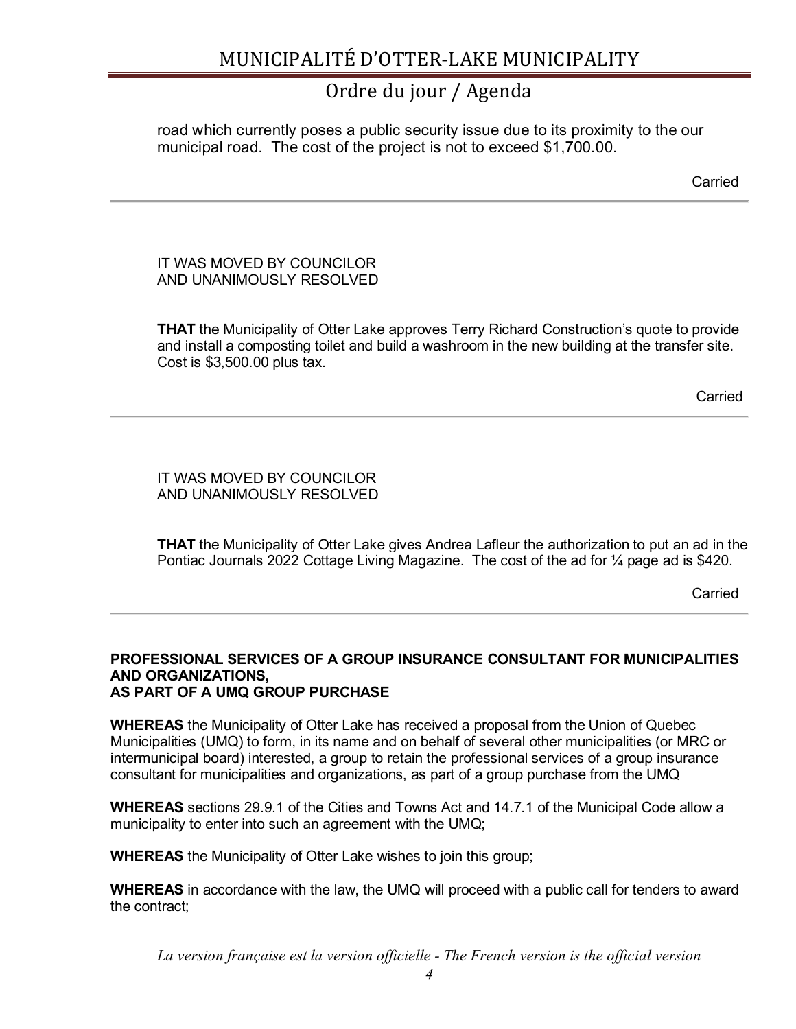road which currently poses a public security issue due to its proximity to the our municipal road. The cost of the project is not to exceed $1,700.00.

Carried

---

IT WAS MOVED BY COUNCILOR
AND UNANIMOUSLY RESOLVED

**THAT** the Municipality of Otter Lake approves Terry Richard Construction's quote to provide and install a composting toilet and build a washroom in the new building at the transfer site. Cost is $3,500.00 plus tax.

Carried

---

IT WAS MOVED BY COUNCILOR
AND UNANIMOUSLY RESOLVED

**THAT** the Municipality of Otter Lake gives Andrea Lafleur the authorization to put an ad in the Pontiac Journals 2022 Cottage Living Magazine. The cost of the ad for ¼ page ad is $420.

Carried

---

**PROFESSIONAL SERVICES OF A GROUP INSURANCE CONSULTANT FOR MUNICIPALITIES AND ORGANIZATIONS,**
**AS PART OF A UMQ GROUP PURCHASE**

**WHEREAS** the Municipality of Otter Lake has received a proposal from the Union of Quebec Municipalities (UMQ) to form, in its name and on behalf of several other municipalities (or MRC or intermunicipal board) interested, a group to retain the professional services of a group insurance consultant for municipalities and organizations, as part of a group purchase from the UMQ

**WHEREAS** sections 29.9.1 of the Cities and Towns Act and 14.7.1 of the Municipal Code allow a municipality to enter into such an agreement with the UMQ;

**WHEREAS** the Municipality of Otter Lake wishes to join this group;

**WHEREAS** in accordance with the law, the UMQ will proceed with a public call for tenders to award the contract;

*La version française est la version officielle - The French version is the official version*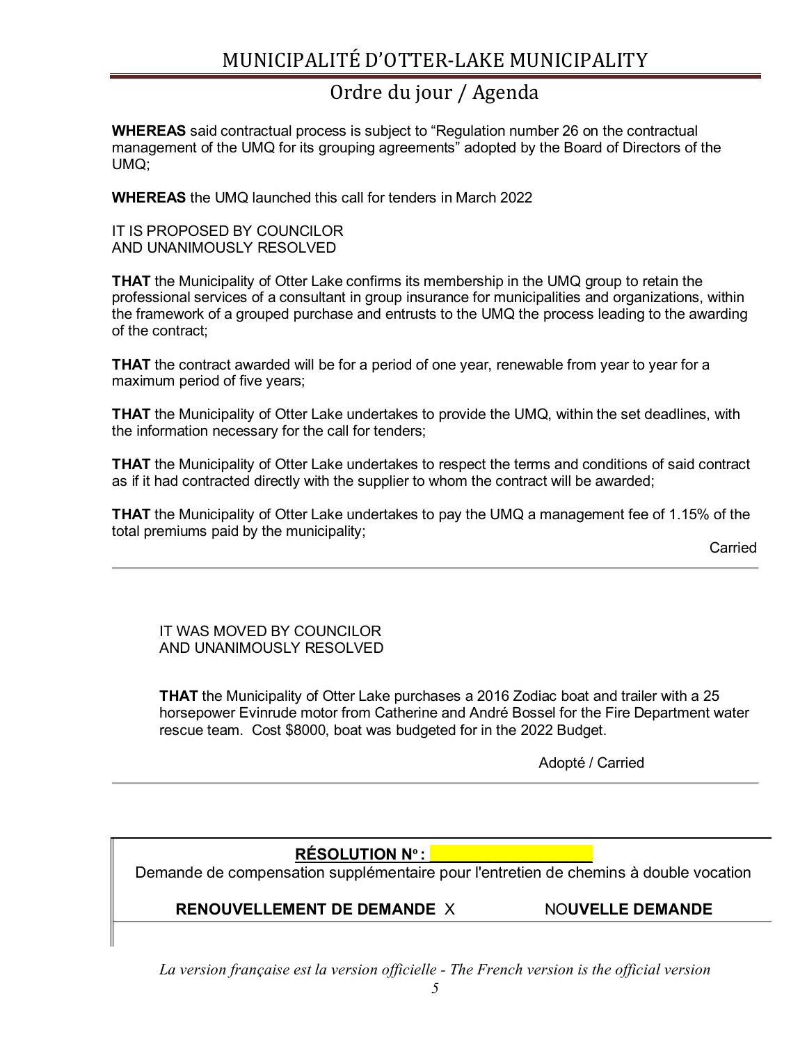**WHEREAS** said contractual process is subject to "Regulation number 26 on the contractual management of the UMQ for its grouping agreements" adopted by the Board of Directors of the UMQ;

**WHEREAS** the UMQ launched this call for tenders in March 2022

IT IS PROPOSED BY COUNCILOR
AND UNANIMOUSLY RESOLVED

**THAT** the Municipality of Otter Lake confirms its membership in the UMQ group to retain the professional services of a consultant in group insurance for municipalities and organizations, within the framework of a grouped purchase and entrusts to the UMQ the process leading to the awarding of the contract;

**THAT** the contract awarded will be for a period of one year, renewable from year to year for a maximum period of five years;

**THAT** the Municipality of Otter Lake undertakes to provide the UMQ, within the set deadlines, with the information necessary for the call for tenders;

**THAT** the Municipality of Otter Lake undertakes to respect the terms and conditions of said contract as if it had contracted directly with the supplier to whom the contract will be awarded;

**THAT** the Municipality of Otter Lake undertakes to pay the UMQ a management fee of 1.15% of the total premiums paid by the municipality;

Carried

---

IT WAS MOVED BY COUNCILOR
AND UNANIMOUSLY RESOLVED

**THAT** the Municipality of Otter Lake purchases a 2016 Zodiac boat and trailer with a 25 horsepower Evinrude motor from Catherine and André Bossel for the Fire Department water rescue team. Cost $8000, boat was budgeted for in the 2022 Budget.

Adopté / Carried

---

**RÉSOLUTION Nº :** ________________

Demande de compensation supplémentaire pour l'entretien de chemins à double vocation

**RENOUVELLEMENT DE DEMANDE** X NO**UVELLE DEMANDE**

*La version française est la version officielle - The French version is the official version*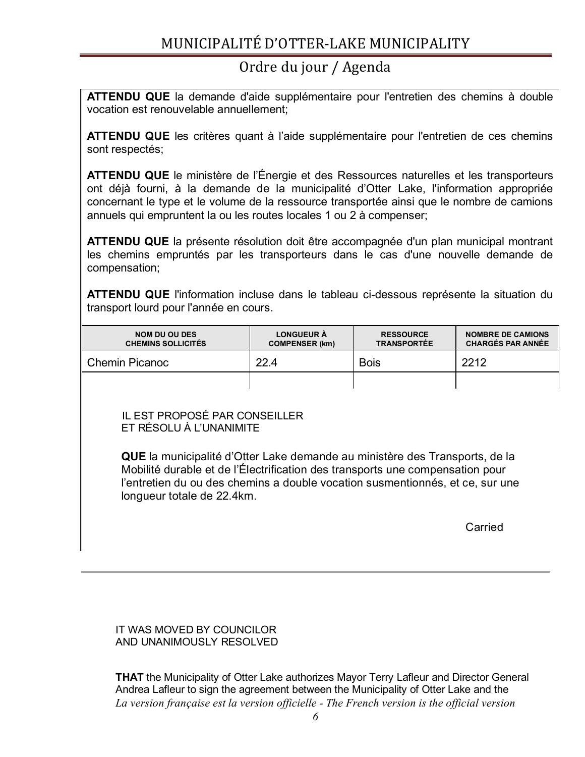**ATTENDU QUE** la demande d'aide supplémentaire pour l'entretien des chemins à double vocation est renouvelable annuellement;

**ATTENDU QUE** les critères quant à l'aide supplémentaire pour l'entretien de ces chemins sont respectés;

**ATTENDU QUE** le ministère de l'Énergie et des Ressources naturelles et les transporteurs ont déjà fourni, à la demande de la municipalité d'Otter Lake, l'information appropriée concernant le type et le volume de la ressource transportée ainsi que le nombre de camions annuels qui empruntent la ou les routes locales 1 ou 2 à compenser;

**ATTENDU QUE** la présente résolution doit être accompagnée d'un plan municipal montrant les chemins empruntés par les transporteurs dans le cas d'une nouvelle demande de compensation;

**ATTENDU QUE** l'information incluse dans le tableau ci-dessous représente la situation du transport lourd pour l'année en cours.

| NOM DU OU DES CHEMINS SOLLICITÉS | LONGUEUR À COMPENSER (km) | RESSOURCE TRANSPORTÉE | NOMBRE DE CAMIONS CHARGÉS PAR ANNÉE |
|---|---|---|---|
| Chemin Picanoc | 22.4 | Bois | 2212 |
| | | | |

IL EST PROPOSÉ PAR CONSEILLER
ET RÉSOLU À L'UNANIMITE

**QUE** la municipalité d'Otter Lake demande au ministère des Transports, de la Mobilité durable et de l'Électrification des transports une compensation pour l'entretien du ou des chemins a double vocation susmentionnés, et ce, sur une longueur totale de 22.4km.

Carried

---

IT WAS MOVED BY COUNCILOR
AND UNANIMOUSLY RESOLVED

**THAT** the Municipality of Otter Lake authorizes Mayor Terry Lafleur and Director General Andrea Lafleur to sign the agreement between the Municipality of Otter Lake and the

*La version française est la version officielle - The French version is the official version*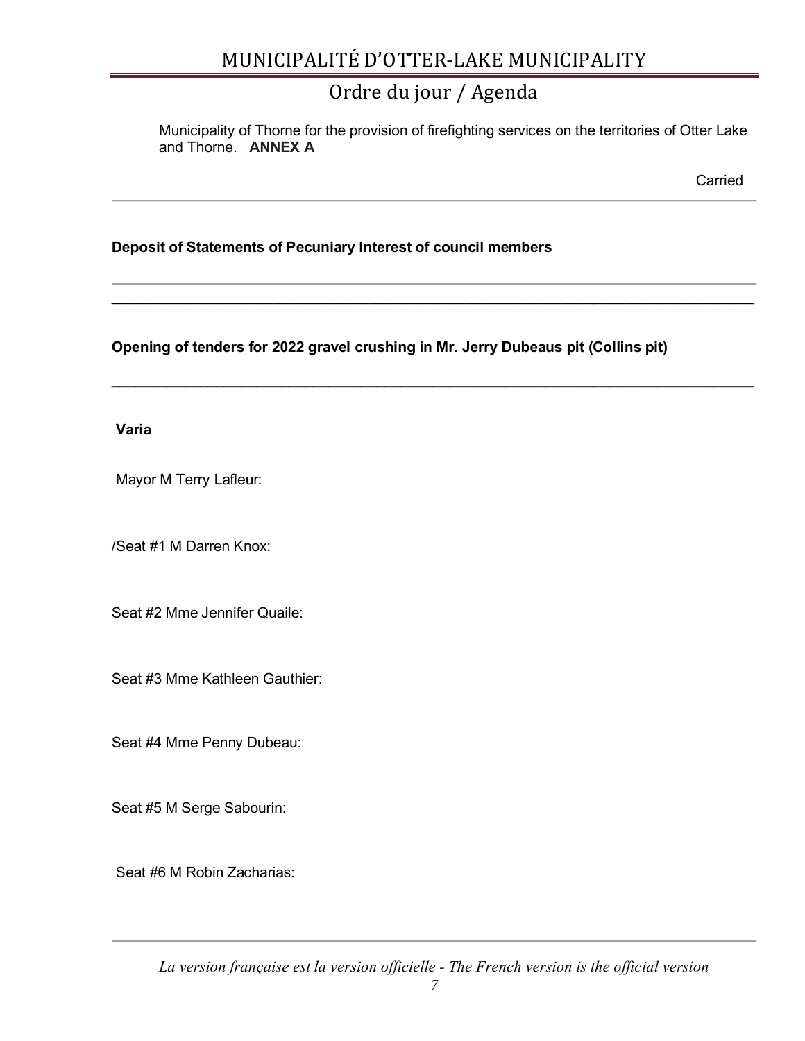Municipality of Thorne for the provision of firefighting services on the territories of Otter Lake and Thorne. **ANNEX A**

Carried

---

**Deposit of Statements of Pecuniary Interest of council members**

---

**Opening of tenders for 2022 gravel crushing in Mr. Jerry Dubeaus pit (Collins pit)**

---

**Varia**

Mayor M Terry Lafleur:

/Seat #1 M Darren Knox:

Seat #2 Mme Jennifer Quaile:

Seat #3 Mme Kathleen Gauthier:

Seat #4 Mme Penny Dubeau:

Seat #5 M Serge Sabourin:

Seat #6 M Robin Zacharias:

---

*La version française est la version officielle - The French version is the official version*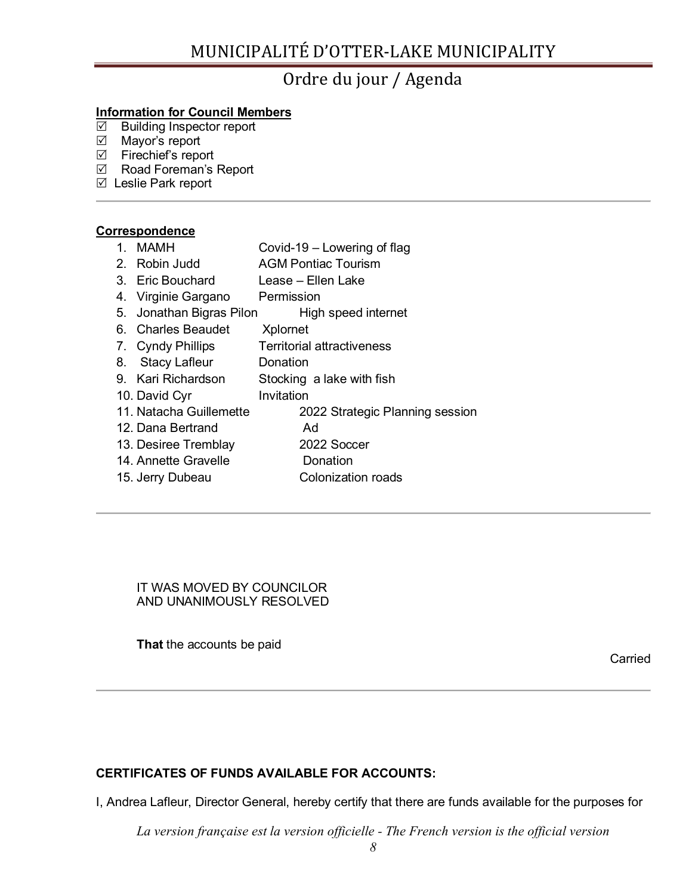**Information for Council Members**

- ☑ Building Inspector report
- ☑ Mayor's report
- ☑ Firechief's report
- ☑ Road Foreman's Report
- ☑ Leslie Park report

---

**Correspondence**

| | | |
|---|---|---|
| 1. | MAMH | Covid-19 – Lowering of flag |
| 2. | Robin Judd | AGM Pontiac Tourism |
| 3. | Eric Bouchard | Lease – Ellen Lake |
| 4. | Virginie Gargano | Permission |
| 5. | Jonathan Bigras Pilon | High speed internet |
| 6. | Charles Beaudet | Xplornet |
| 7. | Cyndy Phillips | Territorial attractiveness |
| 8. | Stacy Lafleur | Donation |
| 9. | Kari Richardson | Stocking a lake with fish |
| 10. | David Cyr | Invitation |
| 11. | Natacha Guillemette | 2022 Strategic Planning session |
| 12. | Dana Bertrand | Ad |
| 13. | Desiree Tremblay | 2022 Soccer |
| 14. | Annette Gravelle | Donation |
| 15. | Jerry Dubeau | Colonization roads |

---

IT WAS MOVED BY COUNCILOR
AND UNANIMOUSLY RESOLVED

**That** the accounts be paid

Carried

---

**CERTIFICATES OF FUNDS AVAILABLE FOR ACCOUNTS:**

I, Andrea Lafleur, Director General, hereby certify that there are funds available for the purposes for

*La version française est la version officielle - The French version is the official version*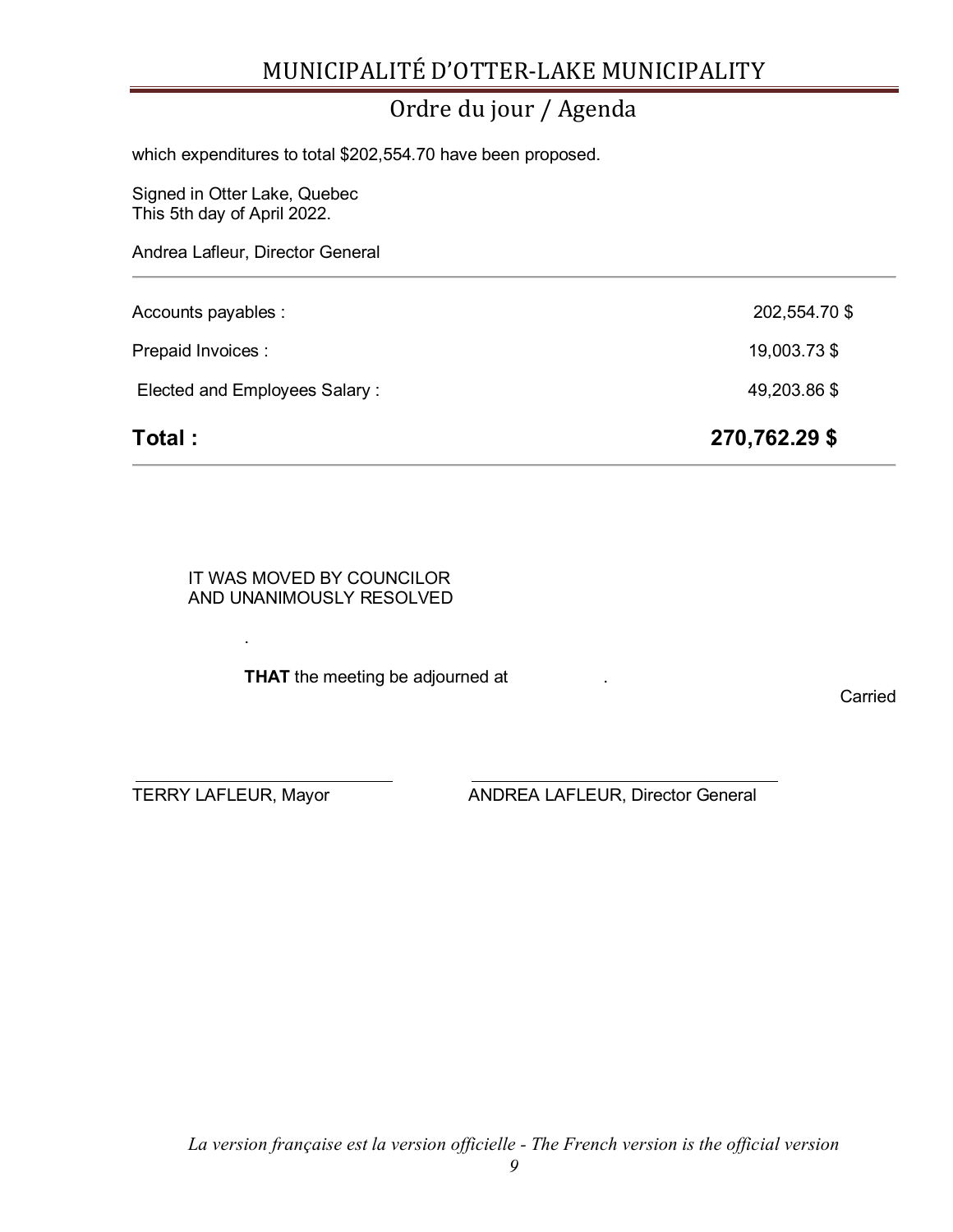which expenditures to total $202,554.70 have been proposed.

Signed in Otter Lake, Quebec
This 5th day of April 2022.

Andrea Lafleur, Director General

| | |
|---|---|
| Accounts payables : | 202,554.70 $ |
| Prepaid Invoices : | 19,003.73 $ |
| Elected and Employees Salary : | 49,203.86 $ |
| **Total :** | **270,762.29 $** |

IT WAS MOVED BY COUNCILOR
AND UNANIMOUSLY RESOLVED

.

**THAT** the meeting be adjourned at .

Carried

TERRY LAFLEUR, Mayor

ANDREA LAFLEUR, Director General

*La version française est la version officielle - The French version is the official version*